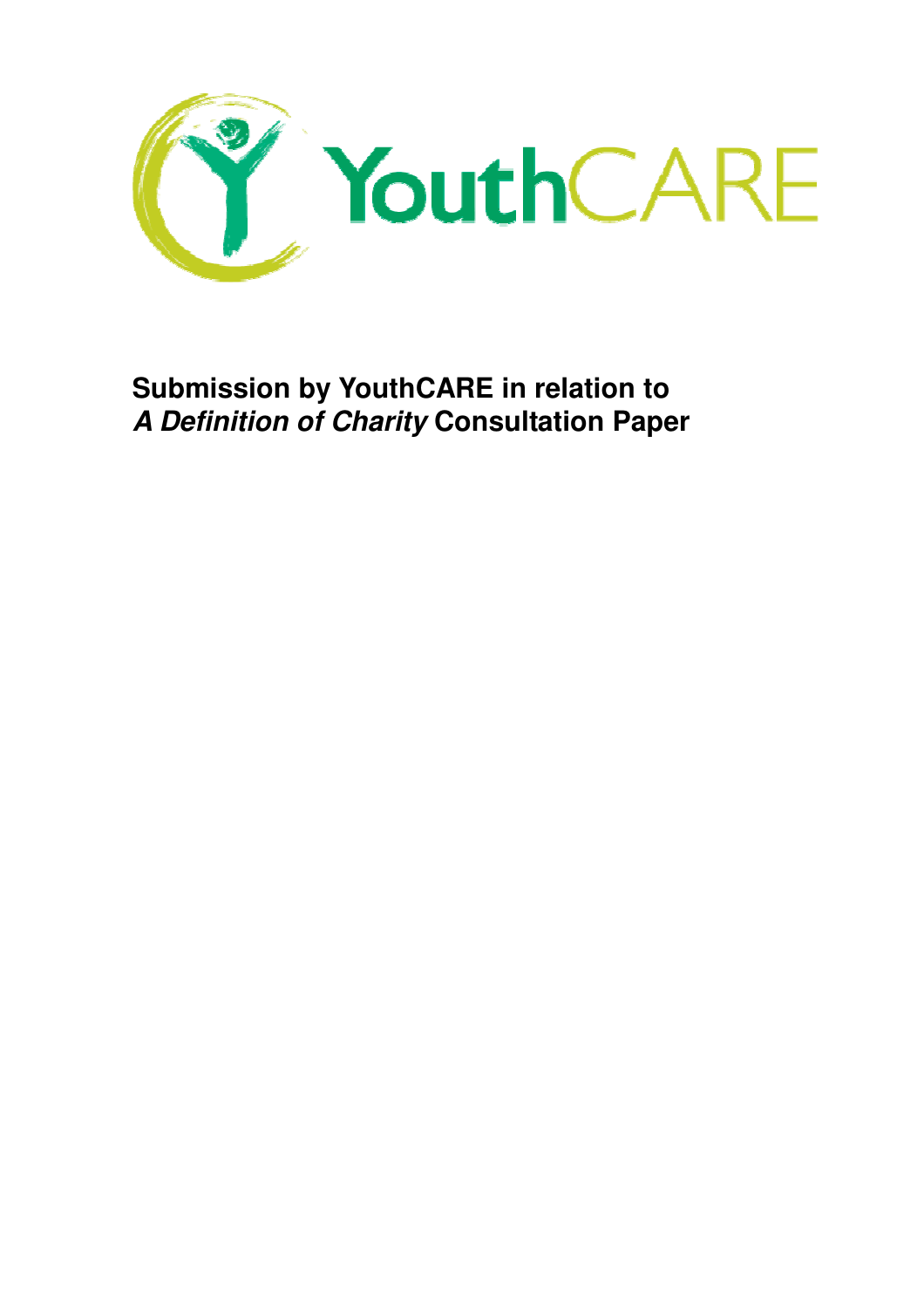YouthCARE

# Submission by YouthCARE in relation to *A Definition of Charity* Consultation Paper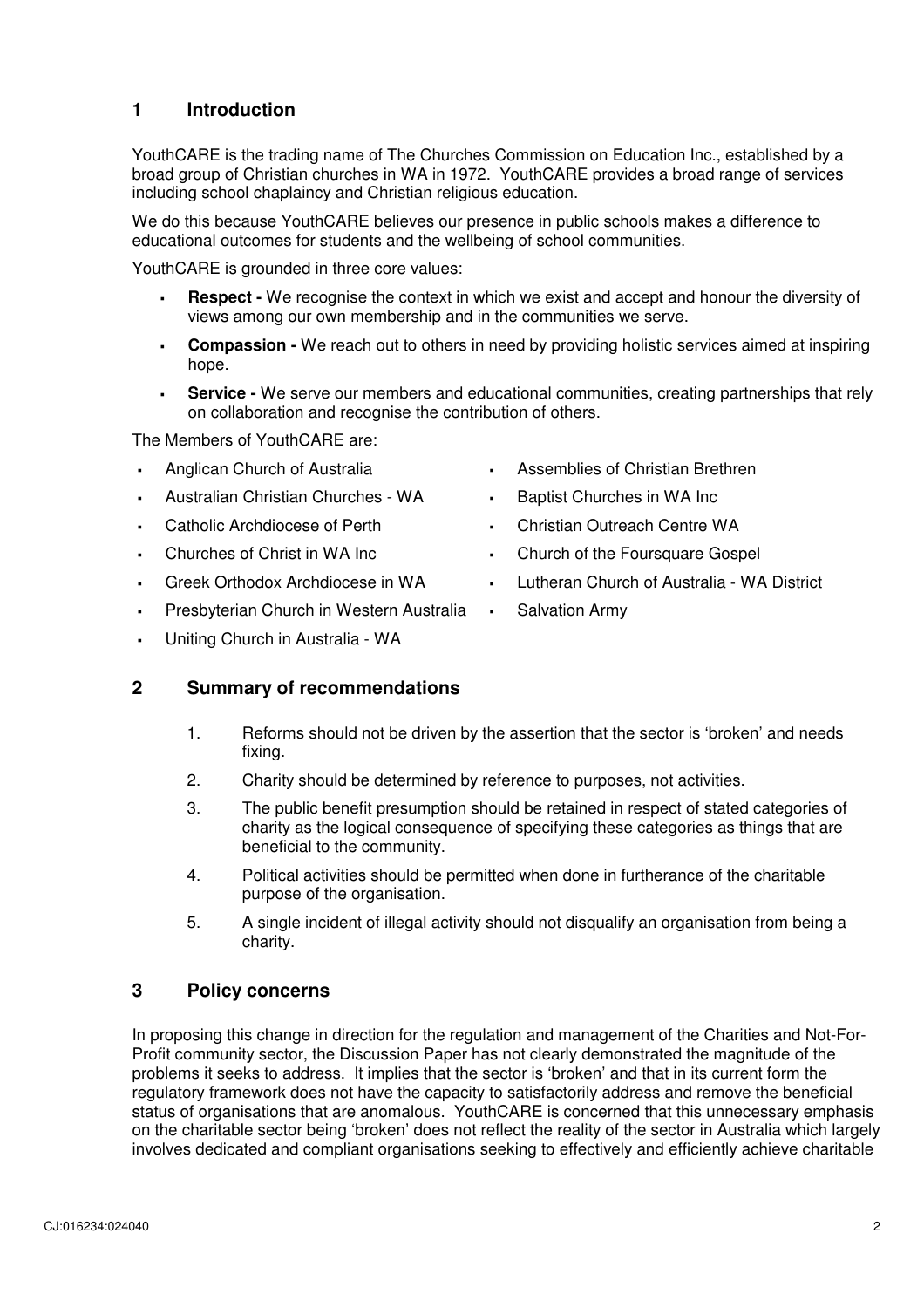## 1 Introduction

YouthCARE is the trading name of The Churches Commission on Education Inc., established by a broad group of Christian churches in WA in 1972. YouthCARE provides a broad range of services including school chaplaincy and Christian religious education.

We do this because YouthCARE believes our presence in public schools makes a difference to educational outcomes for students and the wellbeing of school communities.

YouthCARE is grounded in three core values:

- **Respect -** We recognise the context in which we exist and accept and honour the diversity of views among our own membership and in the communities we serve.
- **Compassion -** We reach out to others in need by providing holistic services aimed at inspiring hope.
- **Service -** We serve our members and educational communities, creating partnerships that rely on collaboration and recognise the contribution of others.

The Members of YouthCARE are:

- Anglican Church of Australia
- Australian Christian Churches - WA
- Catholic Archdiocese of Perth
- Churches of Christ in WA Inc
- Greek Orthodox Archdiocese in WA
- Presbyterian Church in Western Australia
- Uniting Church in Australia - WA
- Assemblies of Christian Brethren
- Baptist Churches in WA Inc
- Christian Outreach Centre WA
- Church of the Foursquare Gospel
- Lutheran Church of Australia - WA District
- Salvation Army

## 2 Summary of recommendations

1. Reforms should not be driven by the assertion that the sector is 'broken' and needs fixing.
2. Charity should be determined by reference to purposes, not activities.
3. The public benefit presumption should be retained in respect of stated categories of charity as the logical consequence of specifying these categories as things that are beneficial to the community.
4. Political activities should be permitted when done in furtherance of the charitable purpose of the organisation.
5. A single incident of illegal activity should not disqualify an organisation from being a charity.

## 3 Policy concerns

In proposing this change in direction for the regulation and management of the Charities and Not-For-Profit community sector, the Discussion Paper has not clearly demonstrated the magnitude of the problems it seeks to address. It implies that the sector is 'broken' and that in its current form the regulatory framework does not have the capacity to satisfactorily address and remove the beneficial status of organisations that are anomalous. YouthCARE is concerned that this unnecessary emphasis on the charitable sector being 'broken' does not reflect the reality of the sector in Australia which largely involves dedicated and compliant organisations seeking to effectively and efficiently achieve charitable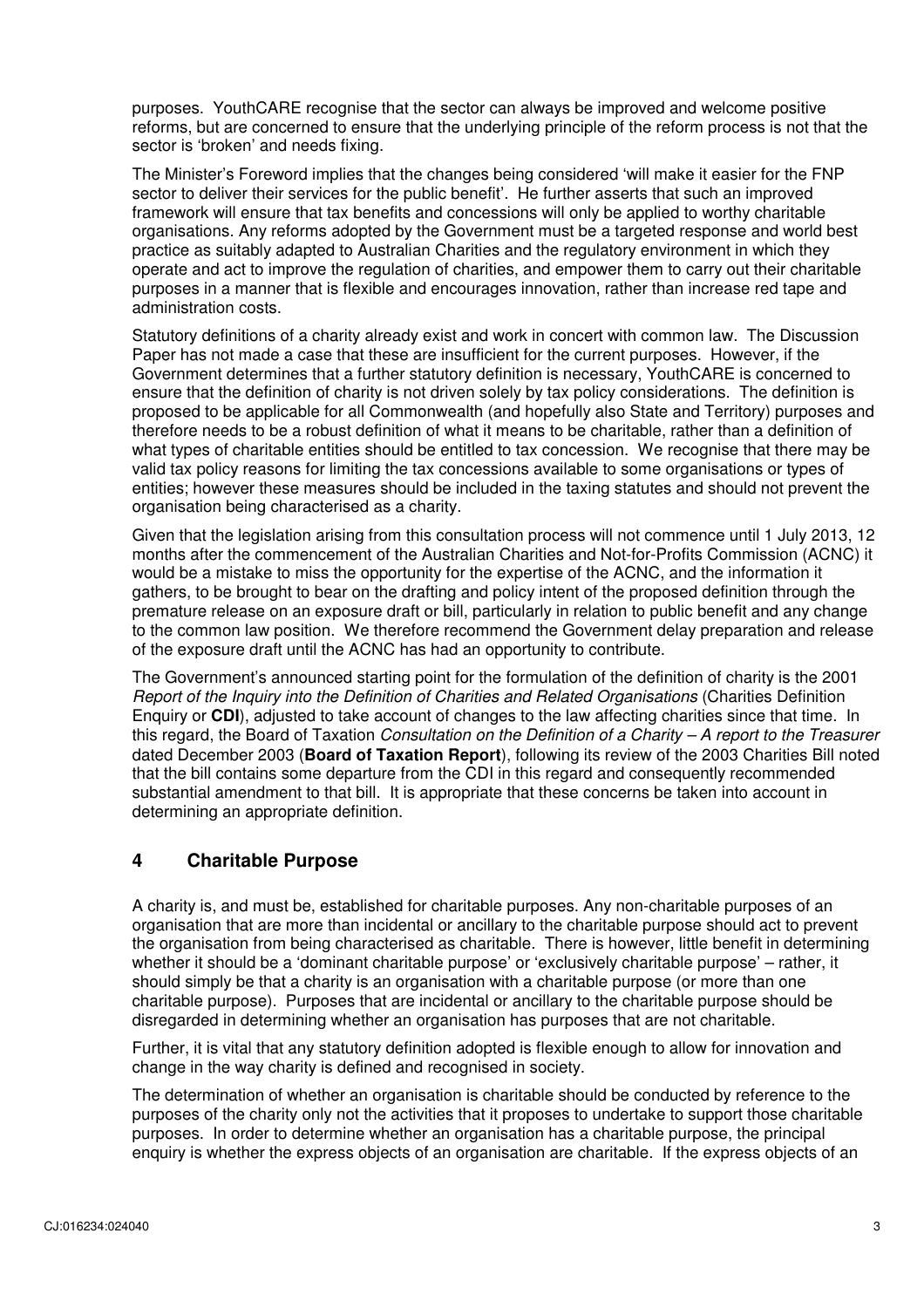purposes. YouthCARE recognise that the sector can always be improved and welcome positive reforms, but are concerned to ensure that the underlying principle of the reform process is not that the sector is 'broken' and needs fixing.

The Minister's Foreword implies that the changes being considered 'will make it easier for the FNP sector to deliver their services for the public benefit'. He further asserts that such an improved framework will ensure that tax benefits and concessions will only be applied to worthy charitable organisations. Any reforms adopted by the Government must be a targeted response and world best practice as suitably adapted to Australian Charities and the regulatory environment in which they operate and act to improve the regulation of charities, and empower them to carry out their charitable purposes in a manner that is flexible and encourages innovation, rather than increase red tape and administration costs.

Statutory definitions of a charity already exist and work in concert with common law. The Discussion Paper has not made a case that these are insufficient for the current purposes. However, if the Government determines that a further statutory definition is necessary, YouthCARE is concerned to ensure that the definition of charity is not driven solely by tax policy considerations. The definition is proposed to be applicable for all Commonwealth (and hopefully also State and Territory) purposes and therefore needs to be a robust definition of what it means to be charitable, rather than a definition of what types of charitable entities should be entitled to tax concession. We recognise that there may be valid tax policy reasons for limiting the tax concessions available to some organisations or types of entities; however these measures should be included in the taxing statutes and should not prevent the organisation being characterised as a charity.

Given that the legislation arising from this consultation process will not commence until 1 July 2013, 12 months after the commencement of the Australian Charities and Not-for-Profits Commission (ACNC) it would be a mistake to miss the opportunity for the expertise of the ACNC, and the information it gathers, to be brought to bear on the drafting and policy intent of the proposed definition through the premature release on an exposure draft or bill, particularly in relation to public benefit and any change to the common law position. We therefore recommend the Government delay preparation and release of the exposure draft until the ACNC has had an opportunity to contribute.

The Government's announced starting point for the formulation of the definition of charity is the 2001 *Report of the Inquiry into the Definition of Charities and Related Organisations* (Charities Definition Enquiry or **CDI**), adjusted to take account of changes to the law affecting charities since that time. In this regard, the Board of Taxation *Consultation on the Definition of a Charity – A report to the Treasurer* dated December 2003 (**Board of Taxation Report**), following its review of the 2003 Charities Bill noted that the bill contains some departure from the CDI in this regard and consequently recommended substantial amendment to that bill. It is appropriate that these concerns be taken into account in determining an appropriate definition.

## 4 Charitable Purpose

A charity is, and must be, established for charitable purposes. Any non-charitable purposes of an organisation that are more than incidental or ancillary to the charitable purpose should act to prevent the organisation from being characterised as charitable. There is however, little benefit in determining whether it should be a 'dominant charitable purpose' or 'exclusively charitable purpose' – rather, it should simply be that a charity is an organisation with a charitable purpose (or more than one charitable purpose). Purposes that are incidental or ancillary to the charitable purpose should be disregarded in determining whether an organisation has purposes that are not charitable.

Further, it is vital that any statutory definition adopted is flexible enough to allow for innovation and change in the way charity is defined and recognised in society.

The determination of whether an organisation is charitable should be conducted by reference to the purposes of the charity only not the activities that it proposes to undertake to support those charitable purposes. In order to determine whether an organisation has a charitable purpose, the principal enquiry is whether the express objects of an organisation are charitable. If the express objects of an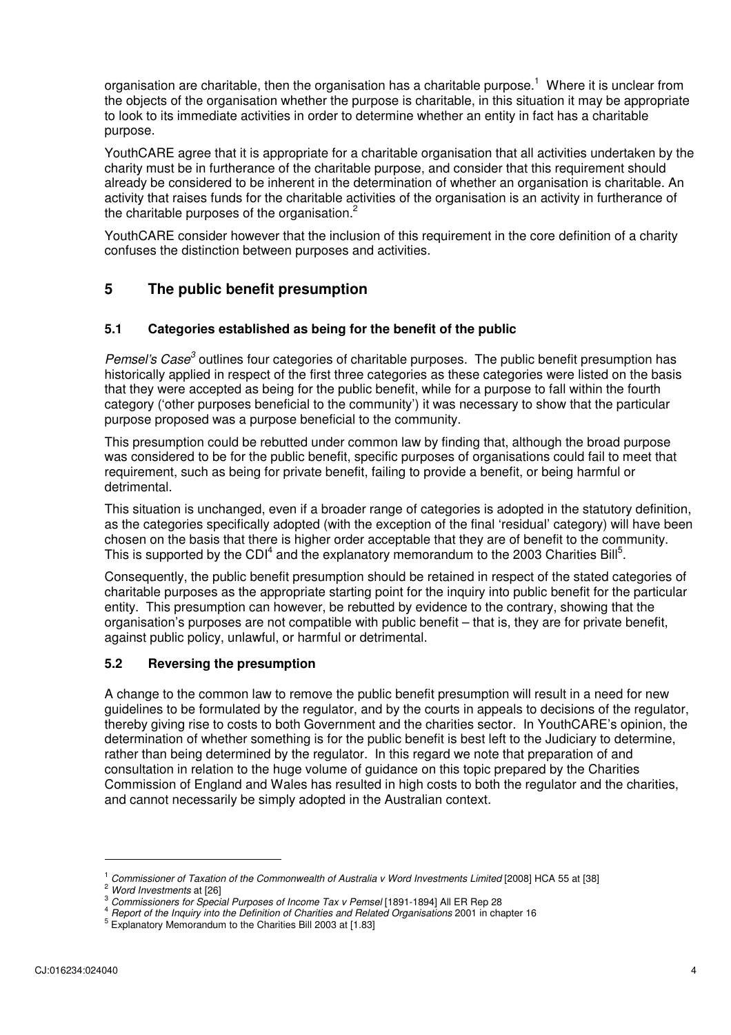organisation are charitable, then the organisation has a charitable purpose.[1] Where it is unclear from the objects of the organisation whether the purpose is charitable, in this situation it may be appropriate to look to its immediate activities in order to determine whether an entity in fact has a charitable purpose.

YouthCARE agree that it is appropriate for a charitable organisation that all activities undertaken by the charity must be in furtherance of the charitable purpose, and consider that this requirement should already be considered to be inherent in the determination of whether an organisation is charitable. An activity that raises funds for the charitable activities of the organisation is an activity in furtherance of the charitable purposes of the organisation.[2]

YouthCARE consider however that the inclusion of this requirement in the core definition of a charity confuses the distinction between purposes and activities.

## 5 The public benefit presumption

### 5.1 Categories established as being for the benefit of the public

*Pemsel's Case*[3] outlines four categories of charitable purposes. The public benefit presumption has historically applied in respect of the first three categories as these categories were listed on the basis that they were accepted as being for the public benefit, while for a purpose to fall within the fourth category ('other purposes beneficial to the community') it was necessary to show that the particular purpose proposed was a purpose beneficial to the community.

This presumption could be rebutted under common law by finding that, although the broad purpose was considered to be for the public benefit, specific purposes of organisations could fail to meet that requirement, such as being for private benefit, failing to provide a benefit, or being harmful or detrimental.

This situation is unchanged, even if a broader range of categories is adopted in the statutory definition, as the categories specifically adopted (with the exception of the final 'residual' category) will have been chosen on the basis that there is higher order acceptable that they are of benefit to the community. This is supported by the CDI[4] and the explanatory memorandum to the 2003 Charities Bill[5].

Consequently, the public benefit presumption should be retained in respect of the stated categories of charitable purposes as the appropriate starting point for the inquiry into public benefit for the particular entity. This presumption can however, be rebutted by evidence to the contrary, showing that the organisation's purposes are not compatible with public benefit – that is, they are for private benefit, against public policy, unlawful, or harmful or detrimental.

### 5.2 Reversing the presumption

A change to the common law to remove the public benefit presumption will result in a need for new guidelines to be formulated by the regulator, and by the courts in appeals to decisions of the regulator, thereby giving rise to costs to both Government and the charities sector. In YouthCARE's opinion, the determination of whether something is for the public benefit is best left to the Judiciary to determine, rather than being determined by the regulator. In this regard we note that preparation of and consultation in relation to the huge volume of guidance on this topic prepared by the Charities Commission of England and Wales has resulted in high costs to both the regulator and the charities, and cannot necessarily be simply adopted in the Australian context.

---

[1] *Commissioner of Taxation of the Commonwealth of Australia v Word Investments Limited* [2008] HCA 55 at [38]

[2] *Word Investments* at [26]

[3] *Commissioners for Special Purposes of Income Tax v Pemsel* [1891-1894] All ER Rep 28

[4] *Report of the Inquiry into the Definition of Charities and Related Organisations* 2001 in chapter 16

[5] Explanatory Memorandum to the Charities Bill 2003 at [1.83]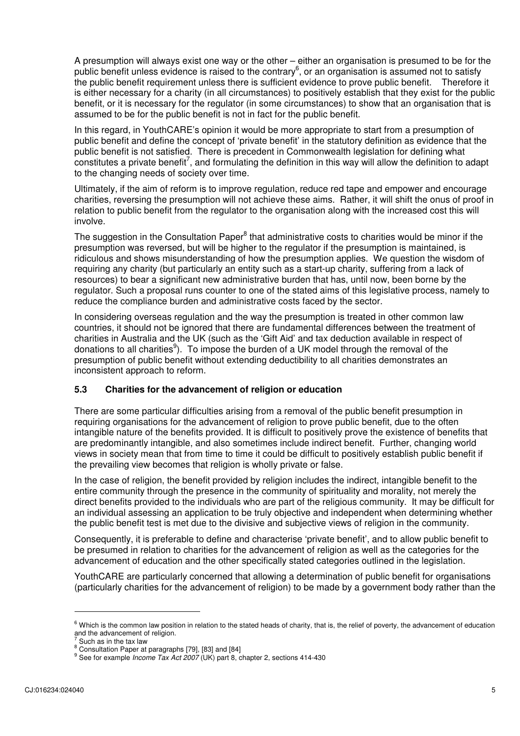A presumption will always exist one way or the other – either an organisation is presumed to be for the public benefit unless evidence is raised to the contrary[6], or an organisation is assumed not to satisfy the public benefit requirement unless there is sufficient evidence to prove public benefit. Therefore it is either necessary for a charity (in all circumstances) to positively establish that they exist for the public benefit, or it is necessary for the regulator (in some circumstances) to show that an organisation that is assumed to be for the public benefit is not in fact for the public benefit.

In this regard, in YouthCARE's opinion it would be more appropriate to start from a presumption of public benefit and define the concept of 'private benefit' in the statutory definition as evidence that the public benefit is not satisfied. There is precedent in Commonwealth legislation for defining what constitutes a private benefit[7], and formulating the definition in this way will allow the definition to adapt to the changing needs of society over time.

Ultimately, if the aim of reform is to improve regulation, reduce red tape and empower and encourage charities, reversing the presumption will not achieve these aims. Rather, it will shift the onus of proof in relation to public benefit from the regulator to the organisation along with the increased cost this will involve.

The suggestion in the Consultation Paper[8] that administrative costs to charities would be minor if the presumption was reversed, but will be higher to the regulator if the presumption is maintained, is ridiculous and shows misunderstanding of how the presumption applies. We question the wisdom of requiring any charity (but particularly an entity such as a start-up charity, suffering from a lack of resources) to bear a significant new administrative burden that has, until now, been borne by the regulator. Such a proposal runs counter to one of the stated aims of this legislative process, namely to reduce the compliance burden and administrative costs faced by the sector.

In considering overseas regulation and the way the presumption is treated in other common law countries, it should not be ignored that there are fundamental differences between the treatment of charities in Australia and the UK (such as the 'Gift Aid' and tax deduction available in respect of donations to all charities[9]). To impose the burden of a UK model through the removal of the presumption of public benefit without extending deductibility to all charities demonstrates an inconsistent approach to reform.

### 5.3 Charities for the advancement of religion or education

There are some particular difficulties arising from a removal of the public benefit presumption in requiring organisations for the advancement of religion to prove public benefit, due to the often intangible nature of the benefits provided. It is difficult to positively prove the existence of benefits that are predominantly intangible, and also sometimes include indirect benefit. Further, changing world views in society mean that from time to time it could be difficult to positively establish public benefit if the prevailing view becomes that religion is wholly private or false.

In the case of religion, the benefit provided by religion includes the indirect, intangible benefit to the entire community through the presence in the community of spirituality and morality, not merely the direct benefits provided to the individuals who are part of the religious community. It may be difficult for an individual assessing an application to be truly objective and independent when determining whether the public benefit test is met due to the divisive and subjective views of religion in the community.

Consequently, it is preferable to define and characterise 'private benefit', and to allow public benefit to be presumed in relation to charities for the advancement of religion as well as the categories for the advancement of education and the other specifically stated categories outlined in the legislation.

YouthCARE are particularly concerned that allowing a determination of public benefit for organisations (particularly charities for the advancement of religion) to be made by a government body rather than the

---

[6] Which is the common law position in relation to the stated heads of charity, that is, the relief of poverty, the advancement of education and the advancement of religion.

[7] Such as in the tax law

[8] Consultation Paper at paragraphs [79], [83] and [84]

[9] See for example *Income Tax Act 2007* (UK) part 8, chapter 2, sections 414-430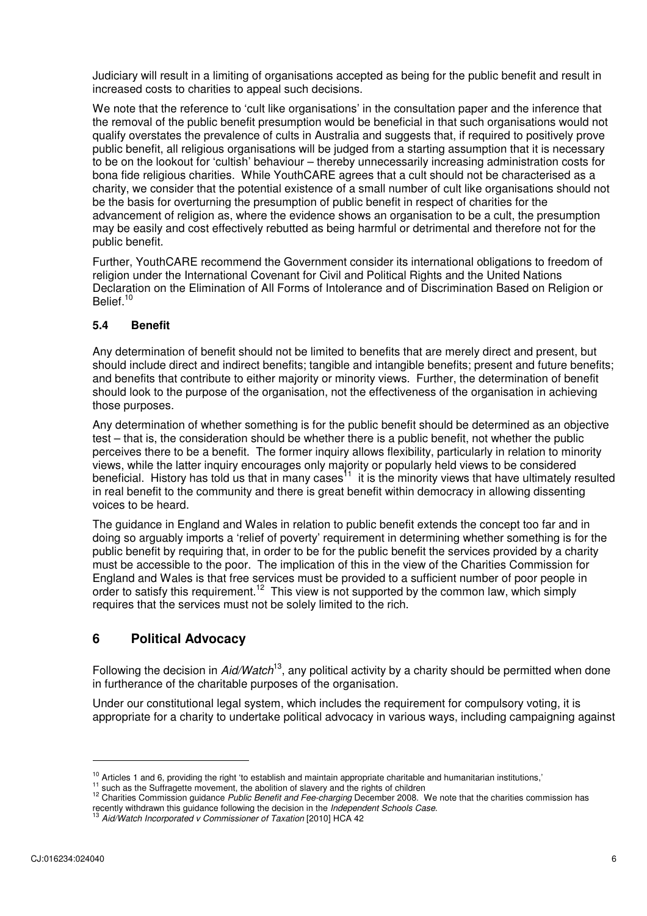Judiciary will result in a limiting of organisations accepted as being for the public benefit and result in increased costs to charities to appeal such decisions.

We note that the reference to 'cult like organisations' in the consultation paper and the inference that the removal of the public benefit presumption would be beneficial in that such organisations would not qualify overstates the prevalence of cults in Australia and suggests that, if required to positively prove public benefit, all religious organisations will be judged from a starting assumption that it is necessary to be on the lookout for 'cultish' behaviour – thereby unnecessarily increasing administration costs for bona fide religious charities. While YouthCARE agrees that a cult should not be characterised as a charity, we consider that the potential existence of a small number of cult like organisations should not be the basis for overturning the presumption of public benefit in respect of charities for the advancement of religion as, where the evidence shows an organisation to be a cult, the presumption may be easily and cost effectively rebutted as being harmful or detrimental and therefore not for the public benefit.

Further, YouthCARE recommend the Government consider its international obligations to freedom of religion under the International Covenant for Civil and Political Rights and the United Nations Declaration on the Elimination of All Forms of Intolerance and of Discrimination Based on Religion or Belief.[10]

### 5.4 Benefit

Any determination of benefit should not be limited to benefits that are merely direct and present, but should include direct and indirect benefits; tangible and intangible benefits; present and future benefits; and benefits that contribute to either majority or minority views. Further, the determination of benefit should look to the purpose of the organisation, not the effectiveness of the organisation in achieving those purposes.

Any determination of whether something is for the public benefit should be determined as an objective test – that is, the consideration should be whether there is a public benefit, not whether the public perceives there to be a benefit. The former inquiry allows flexibility, particularly in relation to minority views, while the latter inquiry encourages only majority or popularly held views to be considered beneficial. History has told us that in many cases[11] it is the minority views that have ultimately resulted in real benefit to the community and there is great benefit within democracy in allowing dissenting voices to be heard.

The guidance in England and Wales in relation to public benefit extends the concept too far and in doing so arguably imports a 'relief of poverty' requirement in determining whether something is for the public benefit by requiring that, in order to be for the public benefit the services provided by a charity must be accessible to the poor. The implication of this in the view of the Charities Commission for England and Wales is that free services must be provided to a sufficient number of poor people in order to satisfy this requirement.[12] This view is not supported by the common law, which simply requires that the services must not be solely limited to the rich.

## 6 Political Advocacy

Following the decision in *Aid/Watch*[13], any political activity by a charity should be permitted when done in furtherance of the charitable purposes of the organisation.

Under our constitutional legal system, which includes the requirement for compulsory voting, it is appropriate for a charity to undertake political advocacy in various ways, including campaigning against

---

[10] Articles 1 and 6, providing the right 'to establish and maintain appropriate charitable and humanitarian institutions,'

[11] such as the Suffragette movement, the abolition of slavery and the rights of children

[12] Charities Commission guidance *Public Benefit and Fee-charging* December 2008. We note that the charities commission has recently withdrawn this guidance following the decision in the *Independent Schools Case*.

[13] *Aid/Watch Incorporated v Commissioner of Taxation* [2010] HCA 42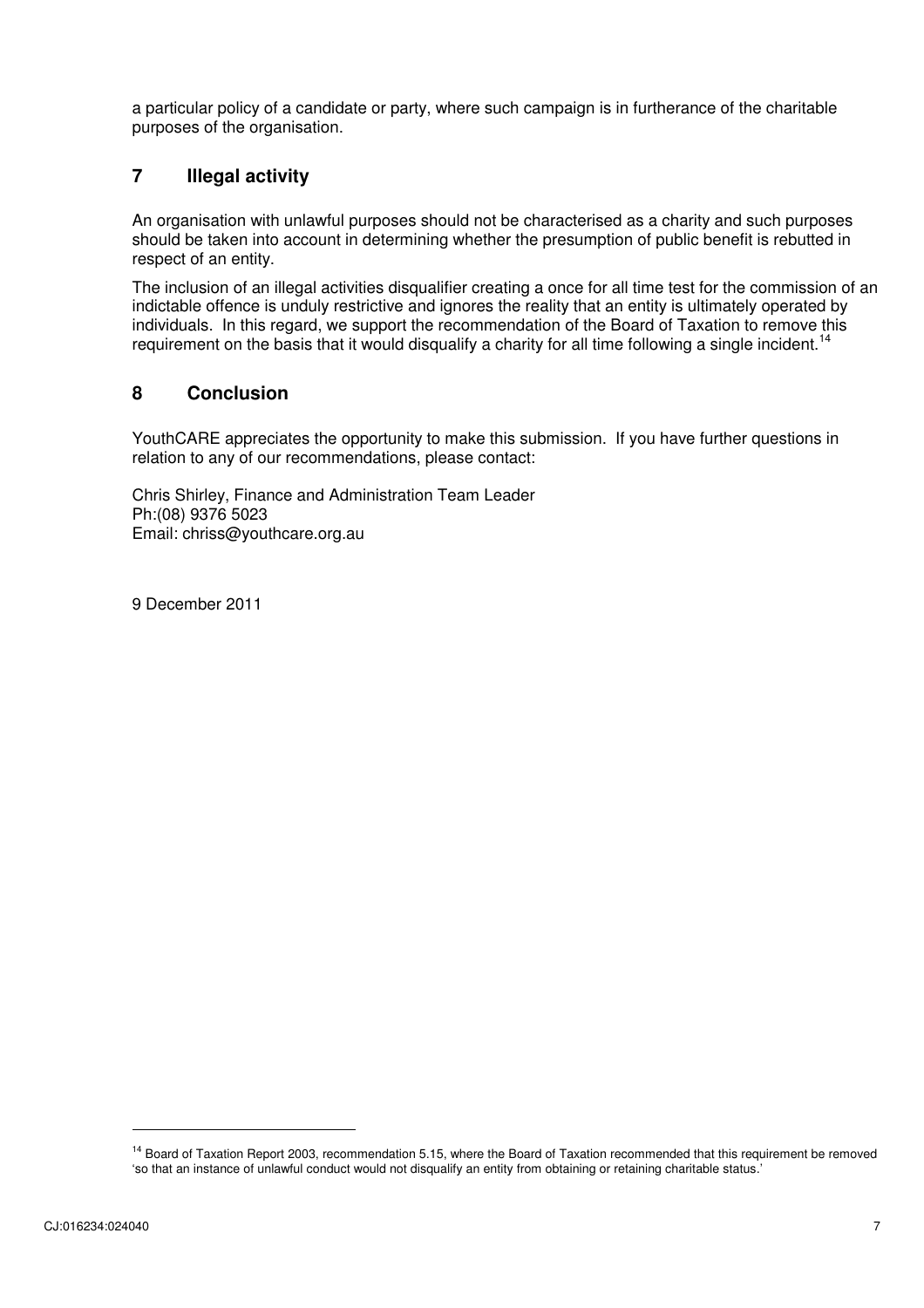a particular policy of a candidate or party, where such campaign is in furtherance of the charitable purposes of the organisation.

## 7 Illegal activity

An organisation with unlawful purposes should not be characterised as a charity and such purposes should be taken into account in determining whether the presumption of public benefit is rebutted in respect of an entity.

The inclusion of an illegal activities disqualifier creating a once for all time test for the commission of an indictable offence is unduly restrictive and ignores the reality that an entity is ultimately operated by individuals. In this regard, we support the recommendation of the Board of Taxation to remove this requirement on the basis that it would disqualify a charity for all time following a single incident.[14]

## 8 Conclusion

YouthCARE appreciates the opportunity to make this submission. If you have further questions in relation to any of our recommendations, please contact:

Chris Shirley, Finance and Administration Team Leader
Ph:(08) 9376 5023
Email: chriss@youthcare.org.au

9 December 2011

---

[14] Board of Taxation Report 2003, recommendation 5.15, where the Board of Taxation recommended that this requirement be removed 'so that an instance of unlawful conduct would not disqualify an entity from obtaining or retaining charitable status.'

CJ:016234:024040